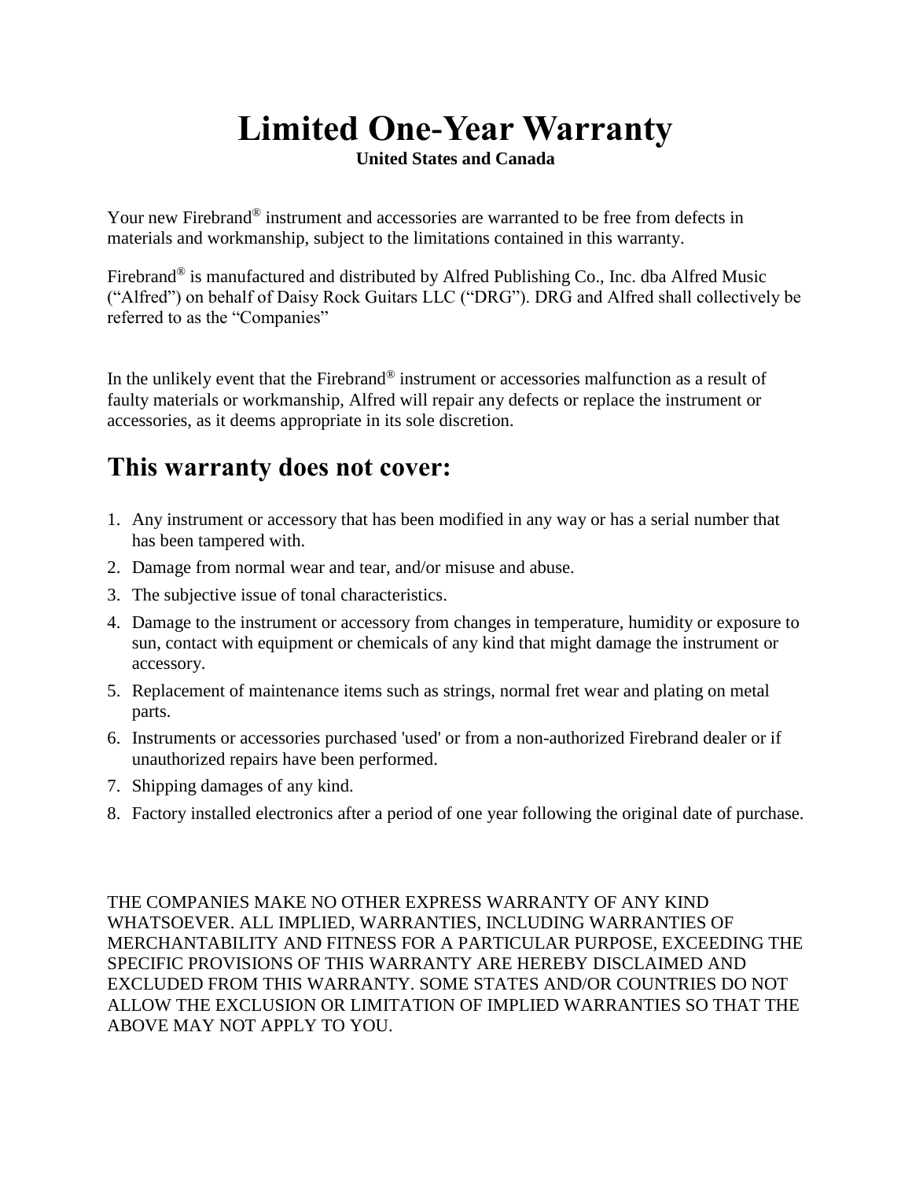# Limited One-Year Warranty

**United States and Canada**

Your new Firebrand® instrument and accessories are warranted to be free from defects in materials and workmanship, subject to the limitations contained in this warranty.

Firebrand® is manufactured and distributed by Alfred Publishing Co., Inc. dba Alfred Music (“Alfred”) on behalf of Daisy Rock Guitars LLC (“DRG”). DRG and Alfred shall collectively be referred to as the “Companies”

In the unlikely event that the Firebrand® instrument or accessories malfunction as a result of faulty materials or workmanship, Alfred will repair any defects or replace the instrument or accessories, as it deems appropriate in its sole discretion.

## This warranty does not cover:

1. Any instrument or accessory that has been modified in any way or has a serial number that has been tampered with.
2. Damage from normal wear and tear, and/or misuse and abuse.
3. The subjective issue of tonal characteristics.
4. Damage to the instrument or accessory from changes in temperature, humidity or exposure to sun, contact with equipment or chemicals of any kind that might damage the instrument or accessory.
5. Replacement of maintenance items such as strings, normal fret wear and plating on metal parts.
6. Instruments or accessories purchased 'used' or from a non-authorized Firebrand dealer or if unauthorized repairs have been performed.
7. Shipping damages of any kind.
8. Factory installed electronics after a period of one year following the original date of purchase.

THE COMPANIES MAKE NO OTHER EXPRESS WARRANTY OF ANY KIND WHATSOEVER. ALL IMPLIED, WARRANTIES, INCLUDING WARRANTIES OF MERCHANTABILITY AND FITNESS FOR A PARTICULAR PURPOSE, EXCEEDING THE SPECIFIC PROVISIONS OF THIS WARRANTY ARE HEREBY DISCLAIMED AND EXCLUDED FROM THIS WARRANTY. SOME STATES AND/OR COUNTRIES DO NOT ALLOW THE EXCLUSION OR LIMITATION OF IMPLIED WARRANTIES SO THAT THE ABOVE MAY NOT APPLY TO YOU.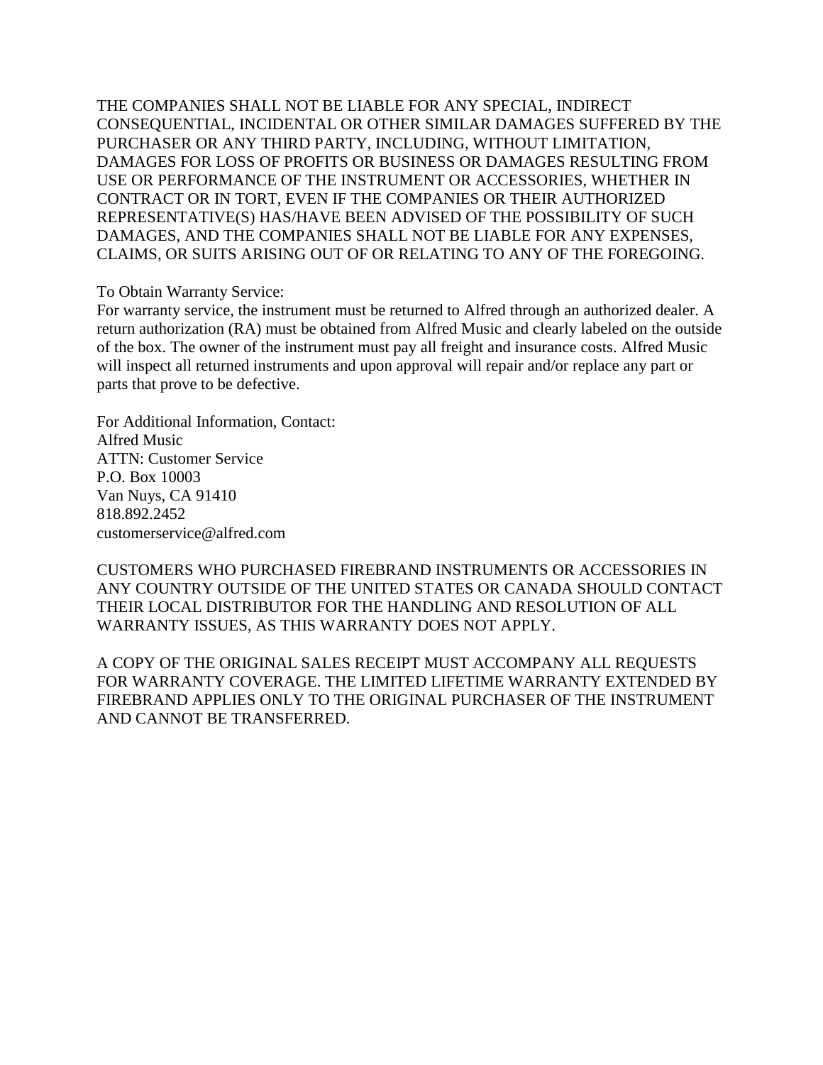THE COMPANIES SHALL NOT BE LIABLE FOR ANY SPECIAL, INDIRECT CONSEQUENTIAL, INCIDENTAL OR OTHER SIMILAR DAMAGES SUFFERED BY THE PURCHASER OR ANY THIRD PARTY, INCLUDING, WITHOUT LIMITATION, DAMAGES FOR LOSS OF PROFITS OR BUSINESS OR DAMAGES RESULTING FROM USE OR PERFORMANCE OF THE INSTRUMENT OR ACCESSORIES, WHETHER IN CONTRACT OR IN TORT, EVEN IF THE COMPANIES OR THEIR AUTHORIZED REPRESENTATIVE(S) HAS/HAVE BEEN ADVISED OF THE POSSIBILITY OF SUCH DAMAGES, AND THE COMPANIES SHALL NOT BE LIABLE FOR ANY EXPENSES, CLAIMS, OR SUITS ARISING OUT OF OR RELATING TO ANY OF THE FOREGOING.

To Obtain Warranty Service:
For warranty service, the instrument must be returned to Alfred through an authorized dealer. A return authorization (RA) must be obtained from Alfred Music and clearly labeled on the outside of the box. The owner of the instrument must pay all freight and insurance costs. Alfred Music will inspect all returned instruments and upon approval will repair and/or replace any part or parts that prove to be defective.

For Additional Information, Contact:
Alfred Music
ATTN: Customer Service
P.O. Box 10003
Van Nuys, CA 91410
818.892.2452
customerservice@alfred.com

CUSTOMERS WHO PURCHASED FIREBRAND INSTRUMENTS OR ACCESSORIES IN ANY COUNTRY OUTSIDE OF THE UNITED STATES OR CANADA SHOULD CONTACT THEIR LOCAL DISTRIBUTOR FOR THE HANDLING AND RESOLUTION OF ALL WARRANTY ISSUES, AS THIS WARRANTY DOES NOT APPLY.

A COPY OF THE ORIGINAL SALES RECEIPT MUST ACCOMPANY ALL REQUESTS FOR WARRANTY COVERAGE. THE LIMITED LIFETIME WARRANTY EXTENDED BY FIREBRAND APPLIES ONLY TO THE ORIGINAL PURCHASER OF THE INSTRUMENT AND CANNOT BE TRANSFERRED.